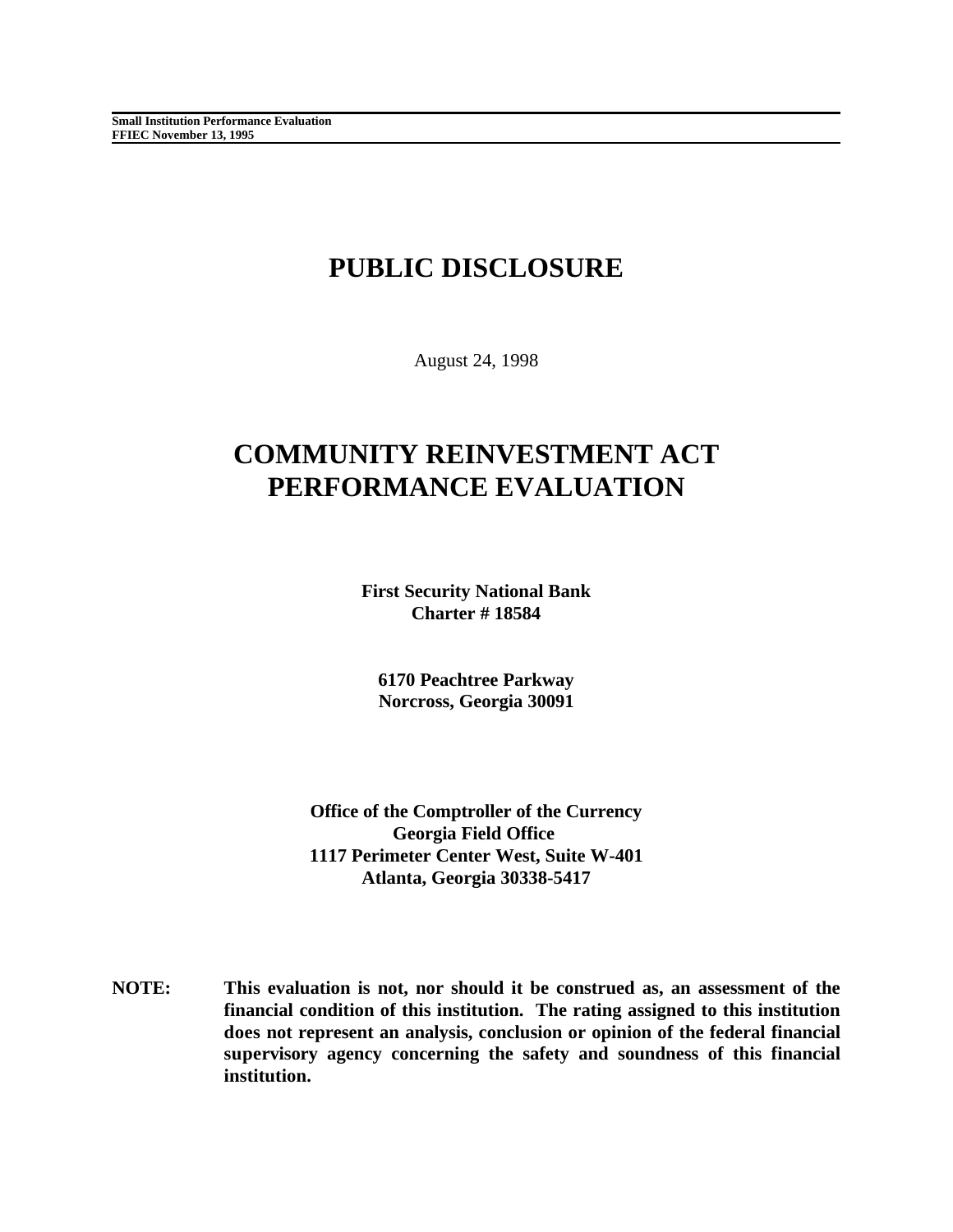**Small Institution Performance Evaluation**
**FFIEC November 13, 1995**

# PUBLIC DISCLOSURE

August 24, 1998

# COMMUNITY REINVESTMENT ACT PERFORMANCE EVALUATION

**First Security National Bank**
**Charter # 18584**

**6170 Peachtree Parkway**
**Norcross, Georgia 30091**

**Office of the Comptroller of the Currency**
**Georgia Field Office**
**1117 Perimeter Center West, Suite W-401**
**Atlanta, Georgia 30338-5417**

**NOTE:** **This evaluation is not, nor should it be construed as, an assessment of the financial condition of this institution. The rating assigned to this institution does not represent an analysis, conclusion or opinion of the federal financial supervisory agency concerning the safety and soundness of this financial institution.**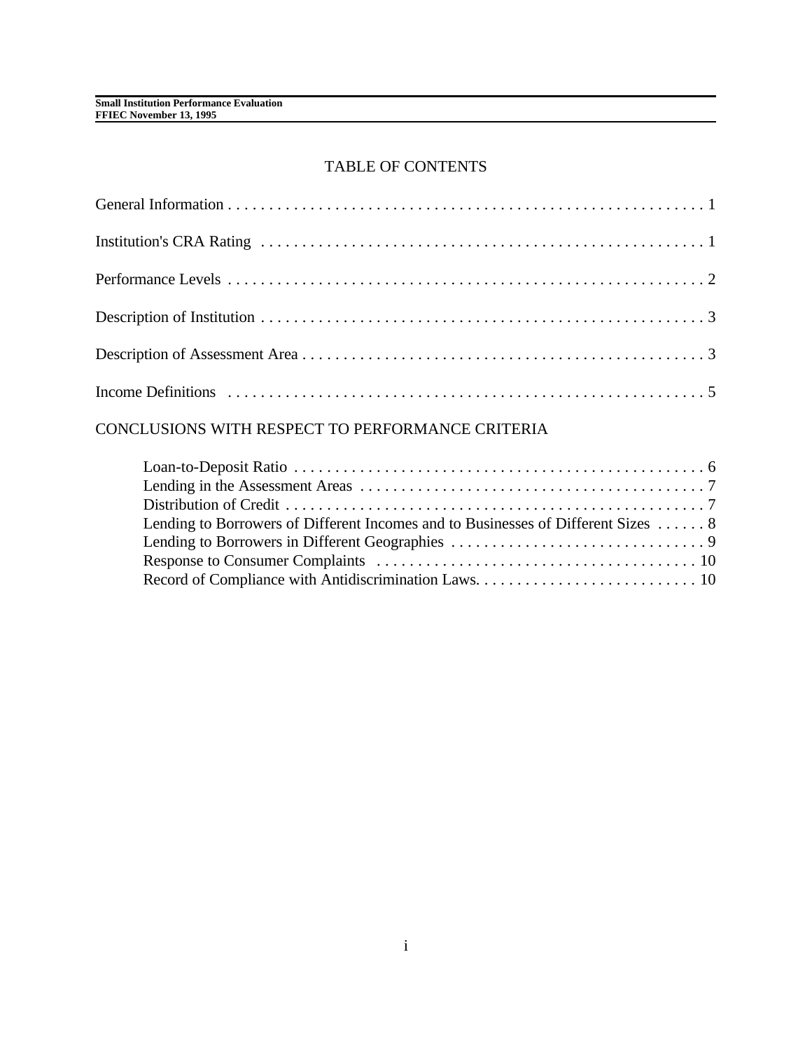# TABLE OF CONTENTS

General Information . . . . . . . . . . . . . . . . . . . . . . . . . . . . . . . . . . . . . . . . . . . . . . . . . . . . . . . . . . . 1

Institution's CRA Rating . . . . . . . . . . . . . . . . . . . . . . . . . . . . . . . . . . . . . . . . . . . . . . . . . . . . . . . 1

Performance Levels . . . . . . . . . . . . . . . . . . . . . . . . . . . . . . . . . . . . . . . . . . . . . . . . . . . . . . . . . . 2

Description of Institution . . . . . . . . . . . . . . . . . . . . . . . . . . . . . . . . . . . . . . . . . . . . . . . . . . . . . . 3

Description of Assessment Area . . . . . . . . . . . . . . . . . . . . . . . . . . . . . . . . . . . . . . . . . . . . . . . . . 3

Income Definitions . . . . . . . . . . . . . . . . . . . . . . . . . . . . . . . . . . . . . . . . . . . . . . . . . . . . . . . . . . 5

## CONCLUSIONS WITH RESPECT TO PERFORMANCE CRITERIA

- Loan-to-Deposit Ratio . . . . . . . . . . . . . . . . . . . . . . . . . . . . . . . . . . . . . . . . . . . . . . . . . . . 6
- Lending in the Assessment Areas . . . . . . . . . . . . . . . . . . . . . . . . . . . . . . . . . . . . . . . . . . 7
- Distribution of Credit . . . . . . . . . . . . . . . . . . . . . . . . . . . . . . . . . . . . . . . . . . . . . . . . . . . . 7
- Lending to Borrowers of Different Incomes and to Businesses of Different Sizes . . . . . . 8
- Lending to Borrowers in Different Geographies . . . . . . . . . . . . . . . . . . . . . . . . . . . . . . . 9
- Response to Consumer Complaints . . . . . . . . . . . . . . . . . . . . . . . . . . . . . . . . . . . . . . . 10
- Record of Compliance with Antidiscrimination Laws. . . . . . . . . . . . . . . . . . . . . . . . . . . 10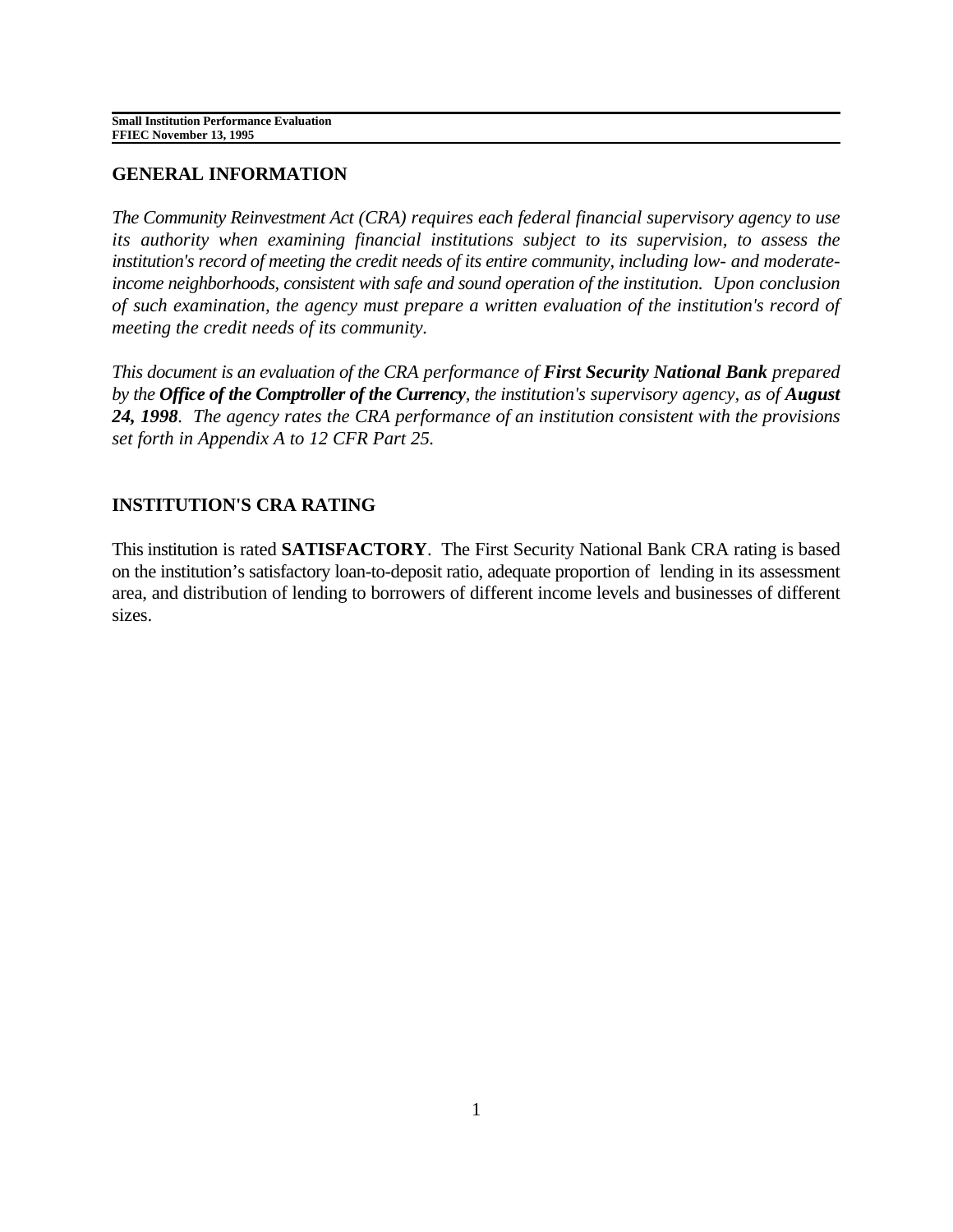## GENERAL INFORMATION

*The Community Reinvestment Act (CRA) requires each federal financial supervisory agency to use its authority when examining financial institutions subject to its supervision, to assess the institution's record of meeting the credit needs of its entire community, including low- and moderate-income neighborhoods, consistent with safe and sound operation of the institution. Upon conclusion of such examination, the agency must prepare a written evaluation of the institution's record of meeting the credit needs of its community.*

*This document is an evaluation of the CRA performance of **First Security National Bank** prepared by the **Office of the Comptroller of the Currency**, the institution's supervisory agency, as of **August 24, 1998**. The agency rates the CRA performance of an institution consistent with the provisions set forth in Appendix A to 12 CFR Part 25.*

## INSTITUTION'S CRA RATING

This institution is rated **SATISFACTORY**. The First Security National Bank CRA rating is based on the institution's satisfactory loan-to-deposit ratio, adequate proportion of lending in its assessment area, and distribution of lending to borrowers of different income levels and businesses of different sizes.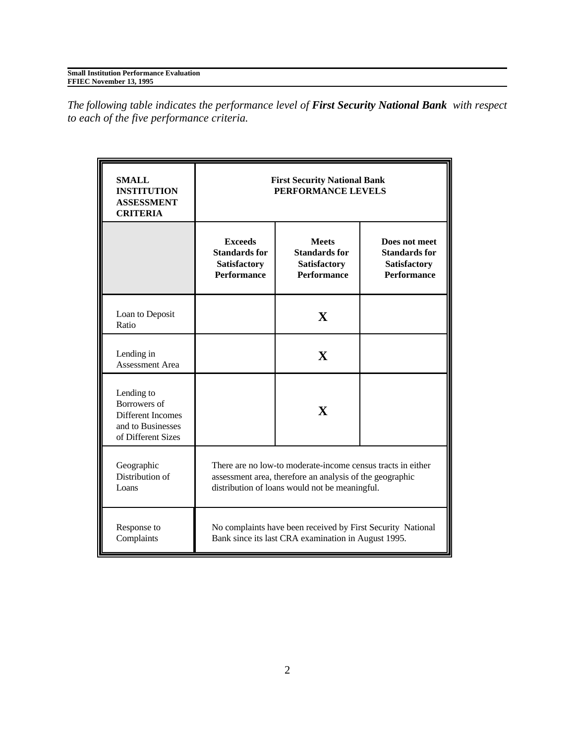*The following table indicates the performance level of **First Security National Bank** with respect to each of the five performance criteria.*

| **SMALL INSTITUTION ASSESSMENT CRITERIA** | **First Security National Bank PERFORMANCE LEVELS** | | |
|---|---|---|---|
| | **Exceeds Standards for Satisfactory Performance** | **Meets Standards for Satisfactory Performance** | **Does not meet Standards for Satisfactory Performance** |
| Loan to Deposit Ratio | | **X** | |
| Lending in Assessment Area | | **X** | |
| Lending to Borrowers of Different Incomes and to Businesses of Different Sizes | | **X** | |
| Geographic Distribution of Loans | There are no low-to moderate-income census tracts in either assessment area, therefore an analysis of the geographic distribution of loans would not be meaningful. | | |
| Response to Complaints | No complaints have been received by First Security National Bank since its last CRA examination in August 1995. | | |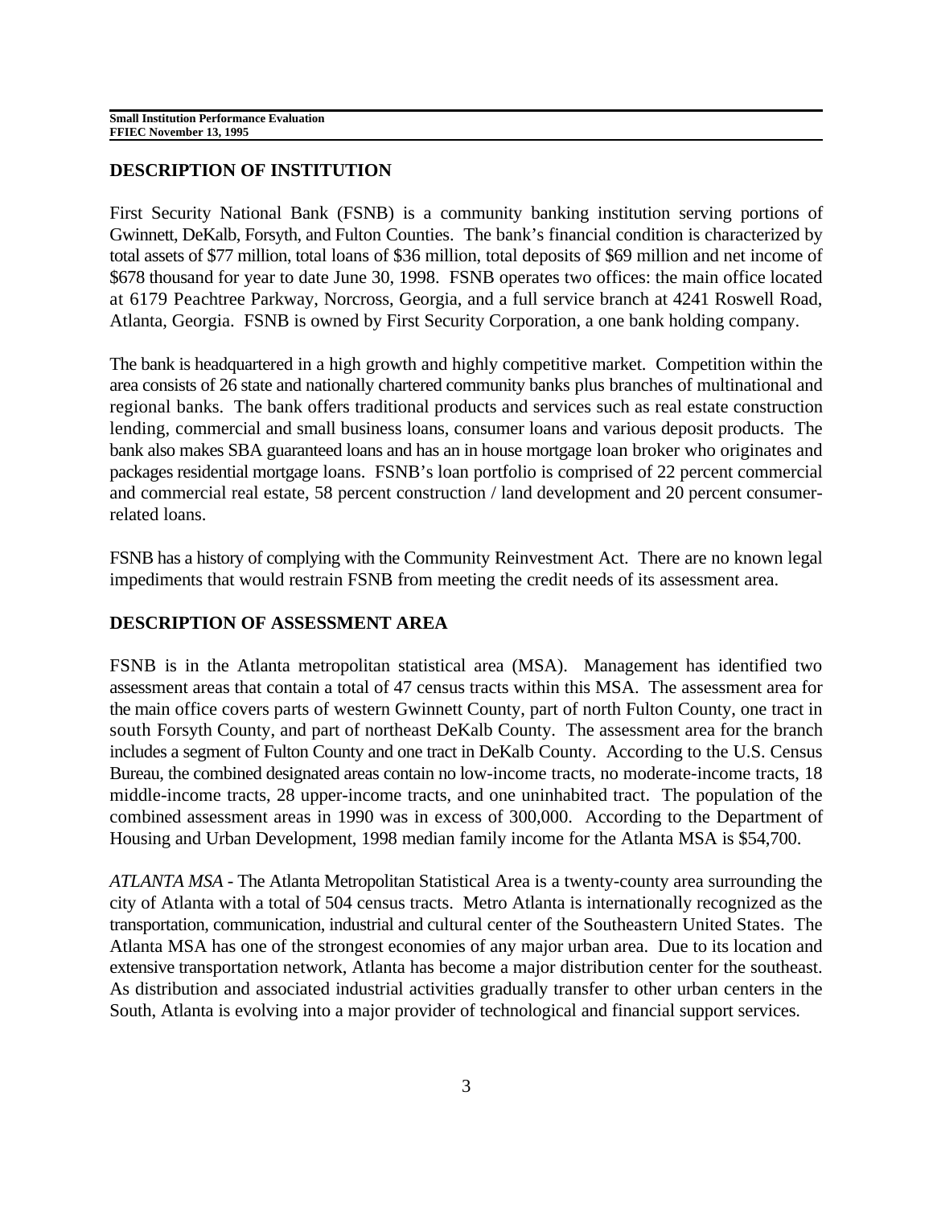## DESCRIPTION OF INSTITUTION

First Security National Bank (FSNB) is a community banking institution serving portions of Gwinnett, DeKalb, Forsyth, and Fulton Counties. The bank's financial condition is characterized by total assets of $77 million, total loans of $36 million, total deposits of $69 million and net income of $678 thousand for year to date June 30, 1998. FSNB operates two offices: the main office located at 6179 Peachtree Parkway, Norcross, Georgia, and a full service branch at 4241 Roswell Road, Atlanta, Georgia. FSNB is owned by First Security Corporation, a one bank holding company.

The bank is headquartered in a high growth and highly competitive market. Competition within the area consists of 26 state and nationally chartered community banks plus branches of multinational and regional banks. The bank offers traditional products and services such as real estate construction lending, commercial and small business loans, consumer loans and various deposit products. The bank also makes SBA guaranteed loans and has an in house mortgage loan broker who originates and packages residential mortgage loans. FSNB's loan portfolio is comprised of 22 percent commercial and commercial real estate, 58 percent construction / land development and 20 percent consumer-related loans.

FSNB has a history of complying with the Community Reinvestment Act. There are no known legal impediments that would restrain FSNB from meeting the credit needs of its assessment area.

## DESCRIPTION OF ASSESSMENT AREA

FSNB is in the Atlanta metropolitan statistical area (MSA). Management has identified two assessment areas that contain a total of 47 census tracts within this MSA. The assessment area for the main office covers parts of western Gwinnett County, part of north Fulton County, one tract in south Forsyth County, and part of northeast DeKalb County. The assessment area for the branch includes a segment of Fulton County and one tract in DeKalb County. According to the U.S. Census Bureau, the combined designated areas contain no low-income tracts, no moderate-income tracts, 18 middle-income tracts, 28 upper-income tracts, and one uninhabited tract. The population of the combined assessment areas in 1990 was in excess of 300,000. According to the Department of Housing and Urban Development, 1998 median family income for the Atlanta MSA is $54,700.

*ATLANTA MSA* - The Atlanta Metropolitan Statistical Area is a twenty-county area surrounding the city of Atlanta with a total of 504 census tracts. Metro Atlanta is internationally recognized as the transportation, communication, industrial and cultural center of the Southeastern United States. The Atlanta MSA has one of the strongest economies of any major urban area. Due to its location and extensive transportation network, Atlanta has become a major distribution center for the southeast. As distribution and associated industrial activities gradually transfer to other urban centers in the South, Atlanta is evolving into a major provider of technological and financial support services.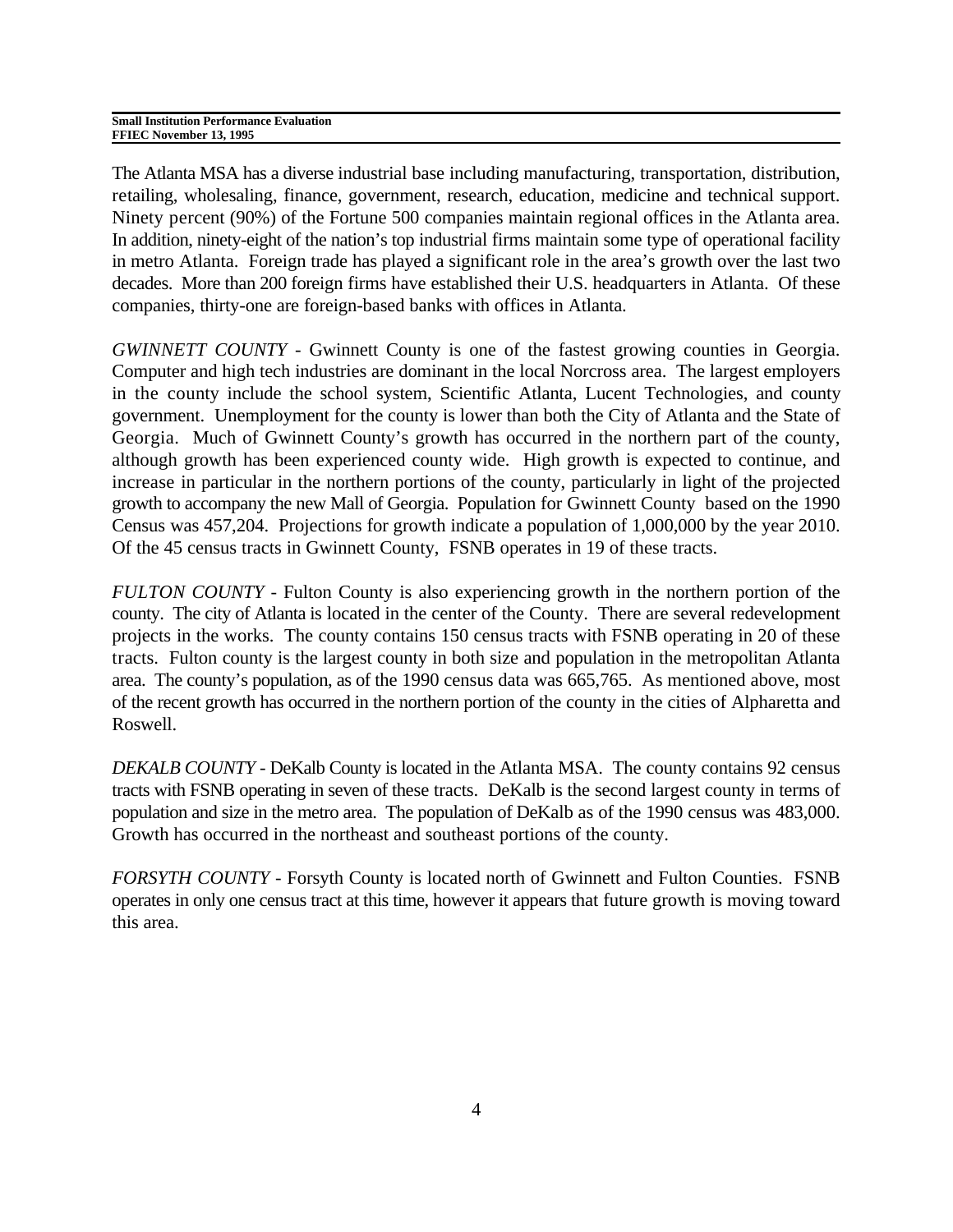The Atlanta MSA has a diverse industrial base including manufacturing, transportation, distribution, retailing, wholesaling, finance, government, research, education, medicine and technical support. Ninety percent (90%) of the Fortune 500 companies maintain regional offices in the Atlanta area. In addition, ninety-eight of the nation's top industrial firms maintain some type of operational facility in metro Atlanta. Foreign trade has played a significant role in the area's growth over the last two decades. More than 200 foreign firms have established their U.S. headquarters in Atlanta. Of these companies, thirty-one are foreign-based banks with offices in Atlanta.

*GWINNETT COUNTY* - Gwinnett County is one of the fastest growing counties in Georgia. Computer and high tech industries are dominant in the local Norcross area. The largest employers in the county include the school system, Scientific Atlanta, Lucent Technologies, and county government. Unemployment for the county is lower than both the City of Atlanta and the State of Georgia. Much of Gwinnett County's growth has occurred in the northern part of the county, although growth has been experienced county wide. High growth is expected to continue, and increase in particular in the northern portions of the county, particularly in light of the projected growth to accompany the new Mall of Georgia. Population for Gwinnett County based on the 1990 Census was 457,204. Projections for growth indicate a population of 1,000,000 by the year 2010. Of the 45 census tracts in Gwinnett County, FSNB operates in 19 of these tracts.

*FULTON COUNTY* - Fulton County is also experiencing growth in the northern portion of the county. The city of Atlanta is located in the center of the County. There are several redevelopment projects in the works. The county contains 150 census tracts with FSNB operating in 20 of these tracts. Fulton county is the largest county in both size and population in the metropolitan Atlanta area. The county's population, as of the 1990 census data was 665,765. As mentioned above, most of the recent growth has occurred in the northern portion of the county in the cities of Alpharetta and Roswell.

*DEKALB COUNTY* - DeKalb County is located in the Atlanta MSA. The county contains 92 census tracts with FSNB operating in seven of these tracts. DeKalb is the second largest county in terms of population and size in the metro area. The population of DeKalb as of the 1990 census was 483,000. Growth has occurred in the northeast and southeast portions of the county.

*FORSYTH COUNTY* - Forsyth County is located north of Gwinnett and Fulton Counties. FSNB operates in only one census tract at this time, however it appears that future growth is moving toward this area.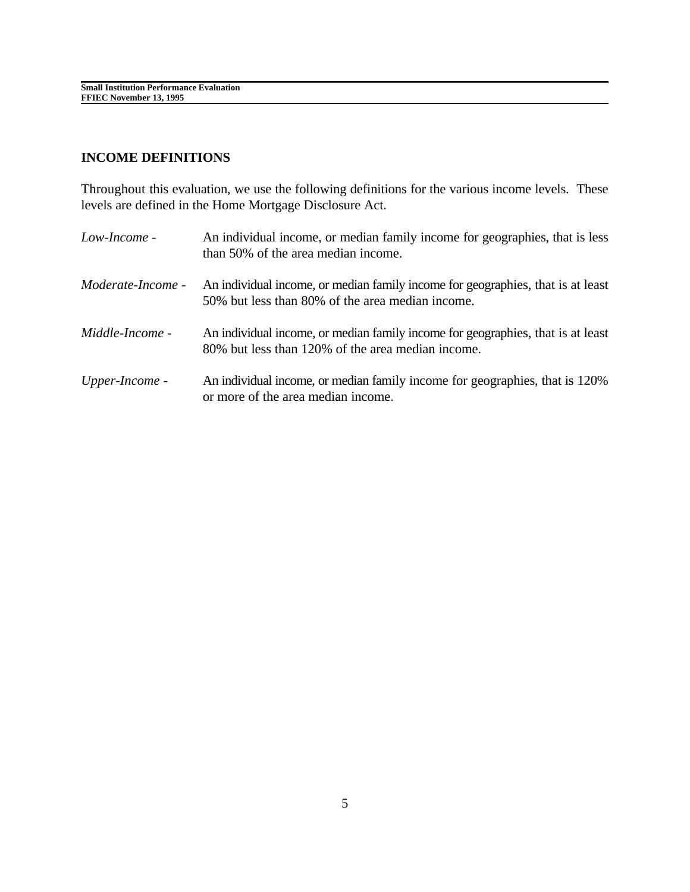## INCOME DEFINITIONS

Throughout this evaluation, we use the following definitions for the various income levels. These levels are defined in the Home Mortgage Disclosure Act.

*Low-Income* - An individual income, or median family income for geographies, that is less than 50% of the area median income.

*Moderate-Income* - An individual income, or median family income for geographies, that is at least 50% but less than 80% of the area median income.

*Middle-Income* - An individual income, or median family income for geographies, that is at least 80% but less than 120% of the area median income.

*Upper-Income* - An individual income, or median family income for geographies, that is 120% or more of the area median income.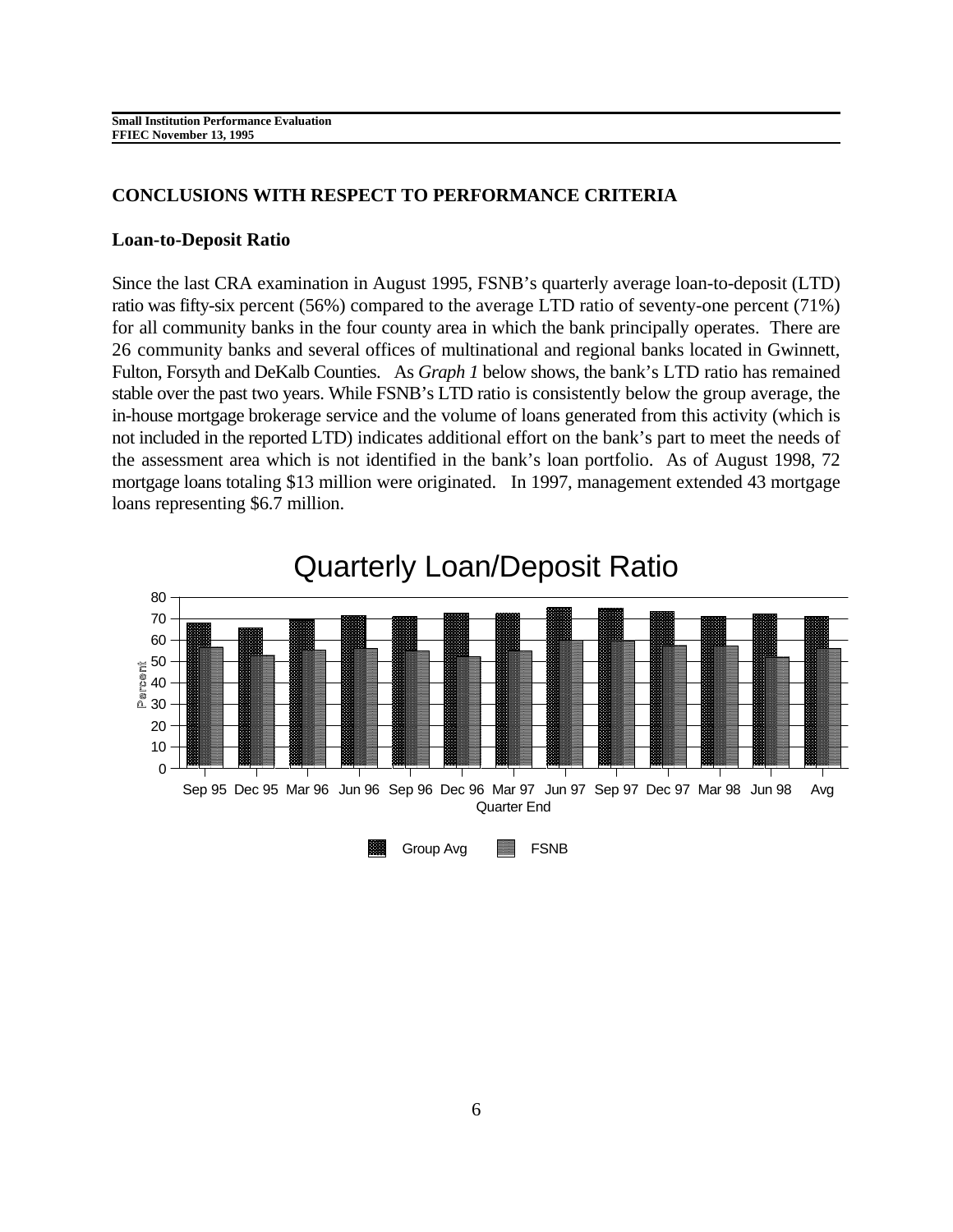## CONCLUSIONS WITH RESPECT TO PERFORMANCE CRITERIA

### Loan-to-Deposit Ratio

Since the last CRA examination in August 1995, FSNB's quarterly average loan-to-deposit (LTD) ratio was fifty-six percent (56%) compared to the average LTD ratio of seventy-one percent (71%) for all community banks in the four county area in which the bank principally operates. There are 26 community banks and several offices of multinational and regional banks located in Gwinnett, Fulton, Forsyth and DeKalb Counties. As *Graph 1* below shows, the bank's LTD ratio has remained stable over the past two years. While FSNB's LTD ratio is consistently below the group average, the in-house mortgage brokerage service and the volume of loans generated from this activity (which is not included in the reported LTD) indicates additional effort on the bank's part to meet the needs of the assessment area which is not identified in the bank's loan portfolio. As of August 1998, 72 mortgage loans totaling $13 million were originated. In 1997, management extended 43 mortgage loans representing $6.7 million.

**Quarterly Loan/Deposit Ratio**

Percent (0–80) by Quarter End: Sep 95, Dec 95, Mar 96, Jun 96, Sep 96, Dec 96, Mar 97, Jun 97, Sep 97, Dec 97, Mar 98, Jun 98, Avg

Legend: Group Avg, FSNB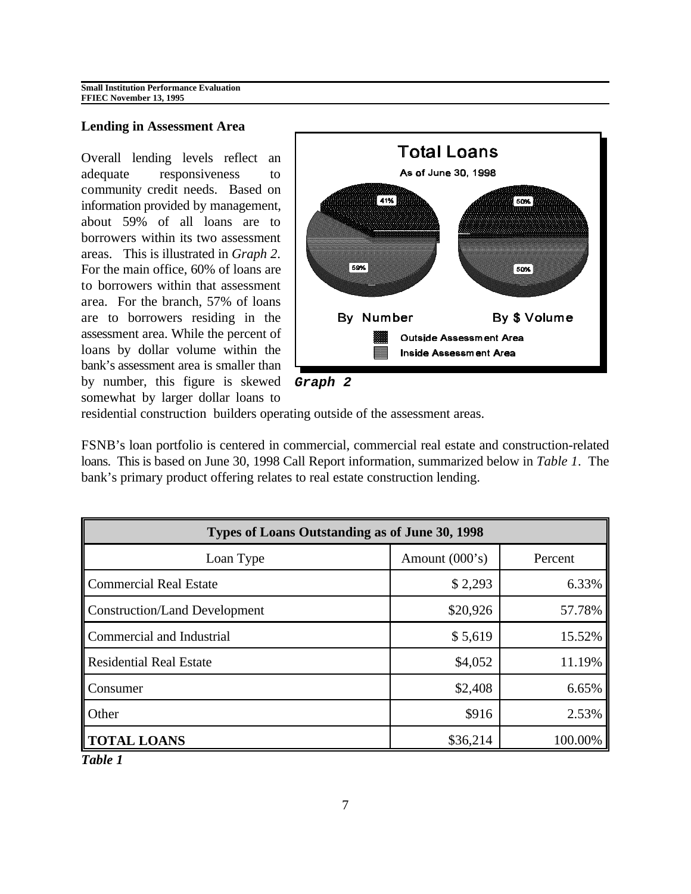## Lending in Assessment Area

Overall lending levels reflect an adequate responsiveness to community credit needs. Based on information provided by management, about 59% of all loans are to borrowers within its two assessment areas. This is illustrated in *Graph 2*. For the main office, 60% of loans are to borrowers within that assessment area. For the branch, 57% of loans are to borrowers residing in the assessment area. While the percent of loans by dollar volume within the bank's assessment area is smaller than by number, this figure is skewed somewhat by larger dollar loans to residential construction builders operating outside of the assessment areas.

**Total Loans**
As of June 30, 1998

| | By Number | By $ Volume |
|---|---|---|
| Outside Assessment Area | 41% | 50% |
| Inside Assessment Area | 59% | 50% |

***Graph 2***

FSNB's loan portfolio is centered in commercial, commercial real estate and construction-related loans. This is based on June 30, 1998 Call Report information, summarized below in *Table 1*. The bank's primary product offering relates to real estate construction lending.

| **Types of Loans Outstanding as of June 30, 1998** | | |
|---|---|---|
| Loan Type | Amount (000's) | Percent |
| Commercial Real Estate | $ 2,293 | 6.33% |
| Construction/Land Development | $20,926 | 57.78% |
| Commercial and Industrial | $ 5,619 | 15.52% |
| Residential Real Estate | $4,052 | 11.19% |
| Consumer | $2,408 | 6.65% |
| Other | $916 | 2.53% |
| **TOTAL LOANS** | $36,214 | 100.00% |

***Table 1***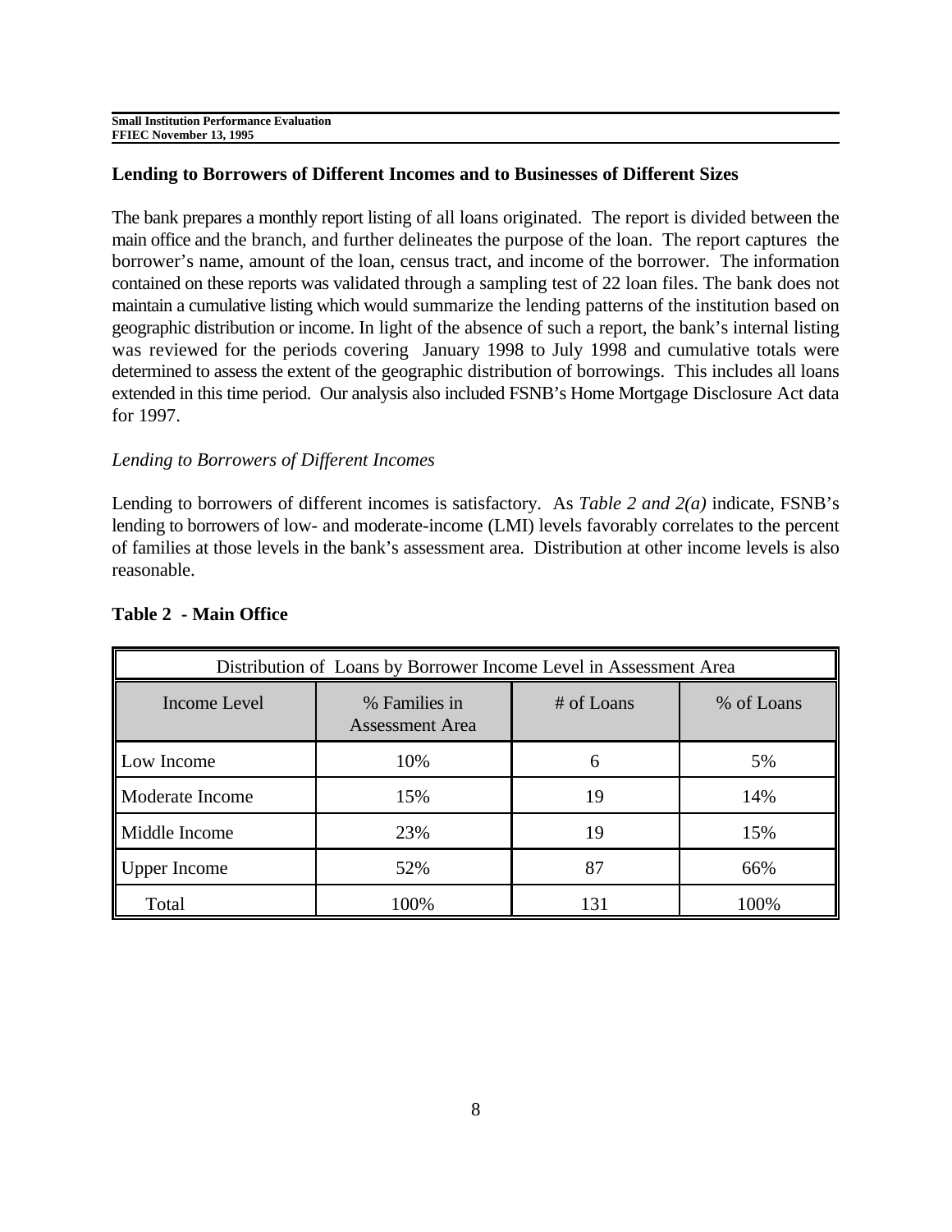## Lending to Borrowers of Different Incomes and to Businesses of Different Sizes

The bank prepares a monthly report listing of all loans originated. The report is divided between the main office and the branch, and further delineates the purpose of the loan. The report captures the borrower's name, amount of the loan, census tract, and income of the borrower. The information contained on these reports was validated through a sampling test of 22 loan files. The bank does not maintain a cumulative listing which would summarize the lending patterns of the institution based on geographic distribution or income. In light of the absence of such a report, the bank's internal listing was reviewed for the periods covering January 1998 to July 1998 and cumulative totals were determined to assess the extent of the geographic distribution of borrowings. This includes all loans extended in this time period. Our analysis also included FSNB's Home Mortgage Disclosure Act data for 1997.

*Lending to Borrowers of Different Incomes*

Lending to borrowers of different incomes is satisfactory. As *Table 2 and 2(a)* indicate, FSNB's lending to borrowers of low- and moderate-income (LMI) levels favorably correlates to the percent of families at those levels in the bank's assessment area. Distribution at other income levels is also reasonable.

**Table 2 - Main Office**

| Distribution of Loans by Borrower Income Level in Assessment Area | | | |
|---|---|---|---|
| Income Level | % Families in Assessment Area | # of Loans | % of Loans |
| Low Income | 10% | 6 | 5% |
| Moderate Income | 15% | 19 | 14% |
| Middle Income | 23% | 19 | 15% |
| Upper Income | 52% | 87 | 66% |
| Total | 100% | 131 | 100% |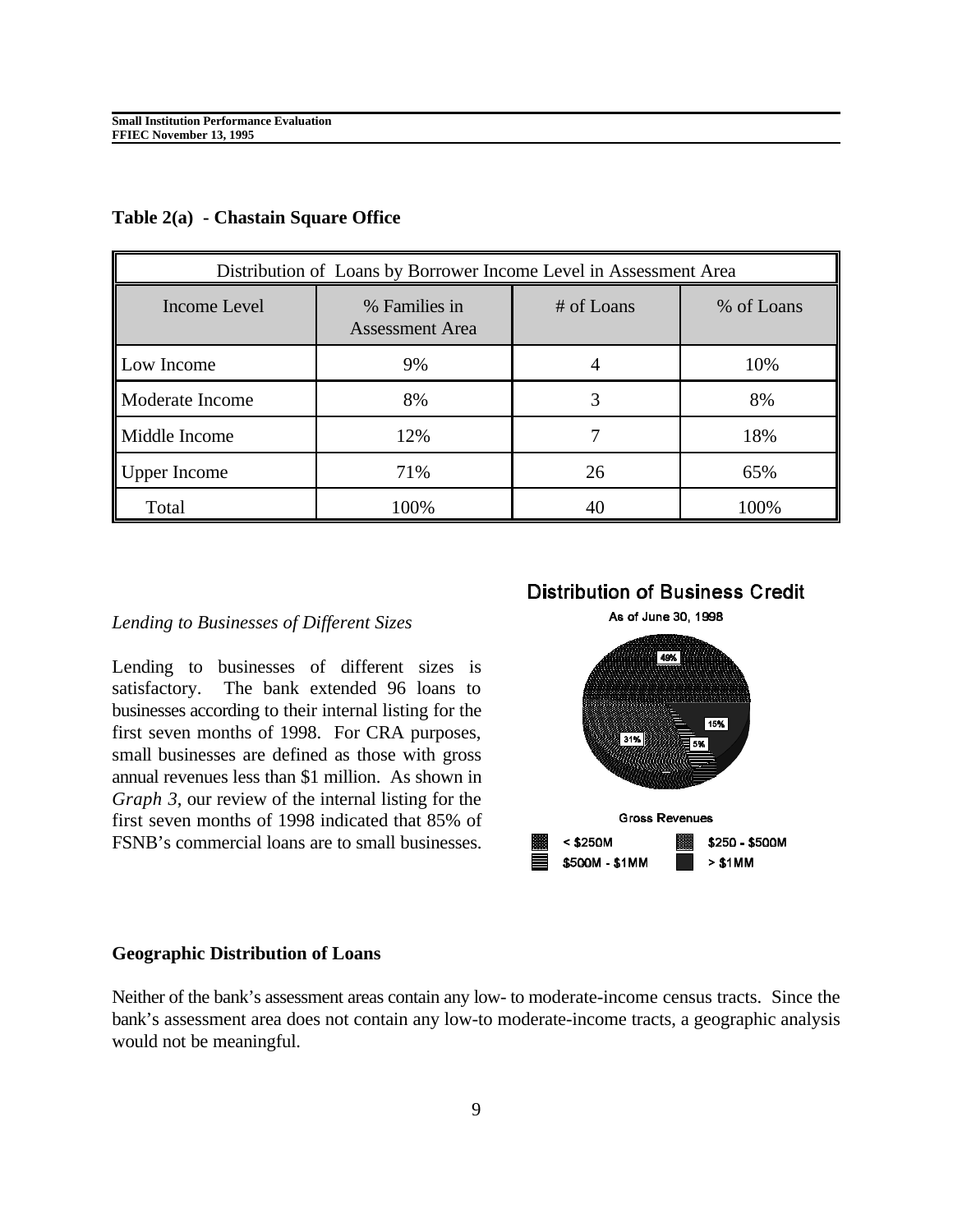**Table 2(a) - Chastain Square Office**

| Distribution of Loans by Borrower Income Level in Assessment Area | | | |
|---|---|---|---|
| Income Level | % Families in Assessment Area | # of Loans | % of Loans |
| Low Income | 9% | 4 | 10% |
| Moderate Income | 8% | 3 | 8% |
| Middle Income | 12% | 7 | 18% |
| Upper Income | 71% | 26 | 65% |
| Total | 100% | 40 | 100% |

*Lending to Businesses of Different Sizes*

Lending to businesses of different sizes is satisfactory. The bank extended 96 loans to businesses according to their internal listing for the first seven months of 1998. For CRA purposes, small businesses are defined as those with gross annual revenues less than $1 million. As shown in *Graph 3*, our review of the internal listing for the first seven months of 1998 indicated that 85% of FSNB's commercial loans are to small businesses.

**Distribution of Business Credit**

As of June 30, 1998

49%, 15%, 5%, 31%

Gross Revenues

- < $250M
- $250 - $500M
- $500M - $1MM
- > $1MM

**Geographic Distribution of Loans**

Neither of the bank's assessment areas contain any low- to moderate-income census tracts. Since the bank's assessment area does not contain any low-to moderate-income tracts, a geographic analysis would not be meaningful.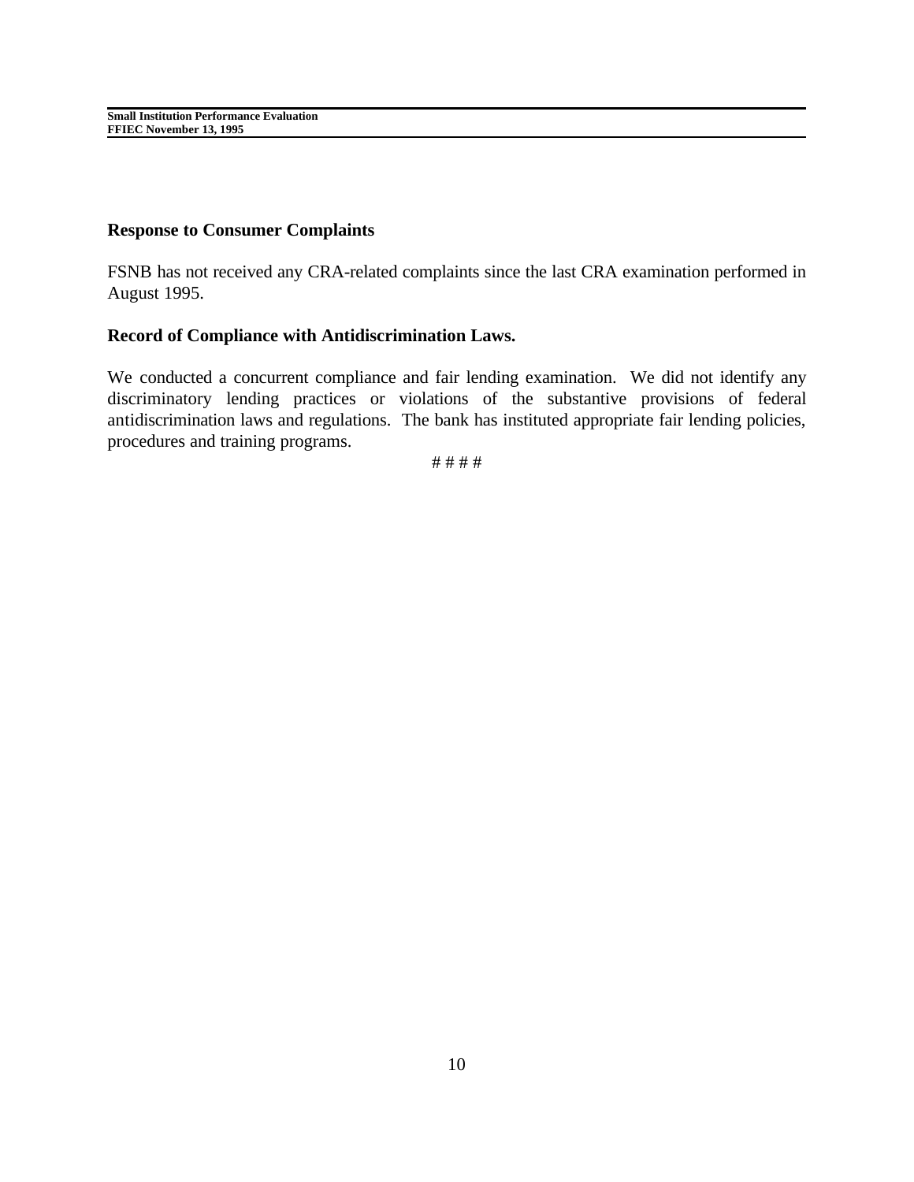### Response to Consumer Complaints

FSNB has not received any CRA-related complaints since the last CRA examination performed in August 1995.

### Record of Compliance with Antidiscrimination Laws.

We conducted a concurrent compliance and fair lending examination. We did not identify any discriminatory lending practices or violations of the substantive provisions of federal antidiscrimination laws and regulations. The bank has instituted appropriate fair lending policies, procedures and training programs.

# # # #